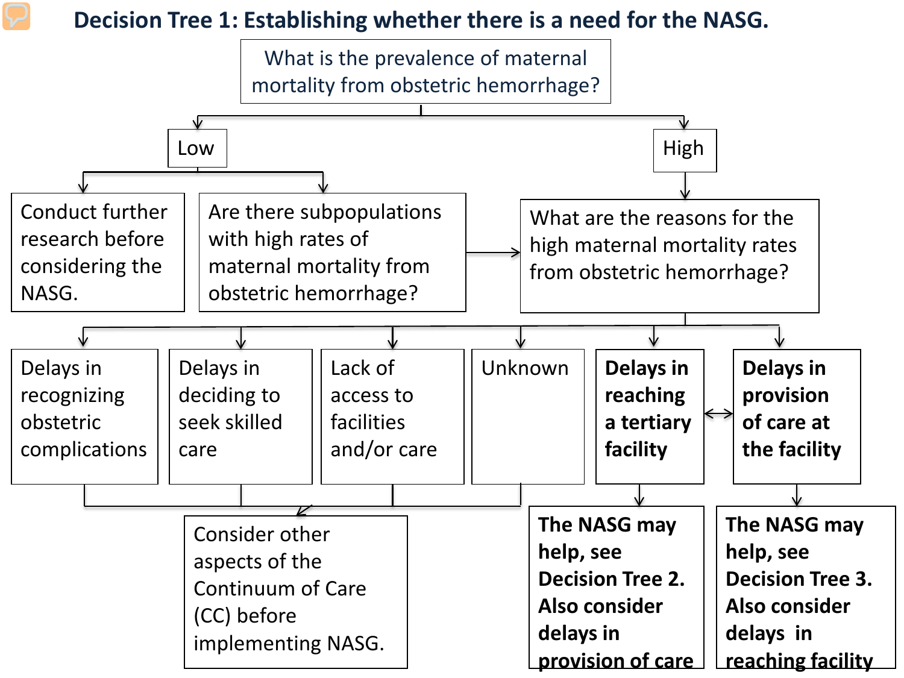# Decision Tree 1: Establishing whether there is a need for the NASG.

What is the prevalence of maternal mortality from obstetric hemorrhage?

- **Low**
  - Conduct further research before considering the NASG.
  - Are there subpopulations with high rates of maternal mortality from obstetric hemorrhage? → What are the reasons for the high maternal mortality rates from obstetric hemorrhage?
- **High**
  - What are the reasons for the high maternal mortality rates from obstetric hemorrhage?
    - Delays in recognizing obstetric complications → Consider other aspects of the Continuum of Care (CC) before implementing NASG.
    - Delays in deciding to seek skilled care → Consider other aspects of the Continuum of Care (CC) before implementing NASG.
    - Lack of access to facilities and/or care → Consider other aspects of the Continuum of Care (CC) before implementing NASG.
    - Unknown → Consider other aspects of the Continuum of Care (CC) before implementing NASG.
    - **Delays in reaching a tertiary facility** ↔ **Delays in provision of care at the facility**
      - **The NASG may help, see Decision Tree 2. Also consider delays in provision of care**
    - **Delays in provision of care at the facility**
      - **The NASG may help, see Decision Tree 3. Also consider delays in reaching facility**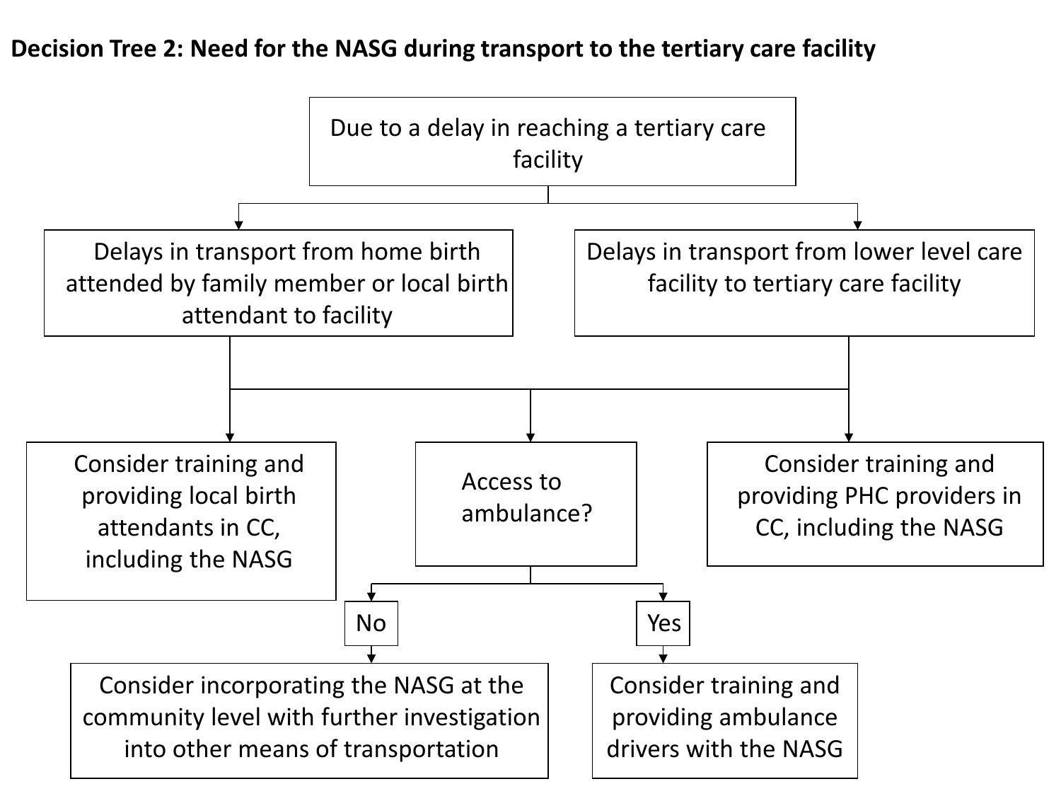**Decision Tree 2: Need for the NASG during transport to the tertiary care facility**

- Due to a delay in reaching a tertiary care facility
  - Delays in transport from home birth attended by family member or local birth attendant to facility
  - Delays in transport from lower level care facility to tertiary care facility
    - Consider training and providing local birth attendants in CC, including the NASG
    - Access to ambulance?
      - No
        - Consider incorporating the NASG at the community level with further investigation into other means of transportation
      - Yes
        - Consider training and providing ambulance drivers with the NASG
    - Consider training and providing PHC providers in CC, including the NASG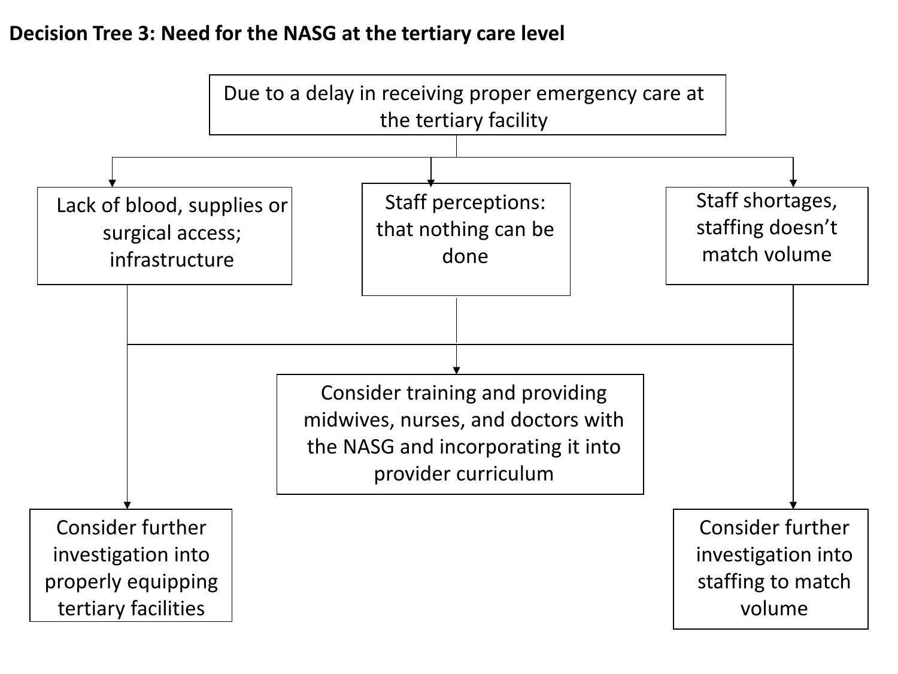**Decision Tree 3: Need for the NASG at the tertiary care level**

Due to a delay in receiving proper emergency care at the tertiary facility

Lack of blood, supplies or surgical access; infrastructure

Staff perceptions: that nothing can be done

Staff shortages, staffing doesn't match volume

Consider training and providing midwives, nurses, and doctors with the NASG and incorporating it into provider curriculum

Consider further investigation into properly equipping tertiary facilities

Consider further investigation into staffing to match volume